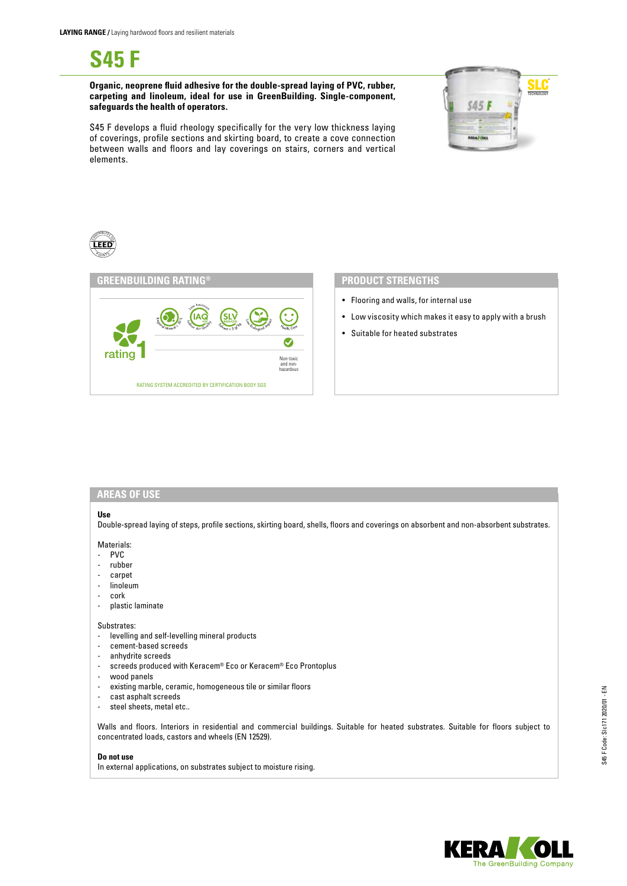**LAYING RANGE /** Laying hardwood floors and resilient materials

# S45 F

**Organic, neoprene fluid adhesive for the double-spread laying of PVC, rubber, carpeting and linoleum, ideal for use in GreenBuilding. Single-component, safeguards the health of operators.**

S45 F develops a fluid rheology specifically for the very low thickness laying of coverings, profile sections and skirting board, to create a cove connection between walls and floors and lay coverings on stairs, corners and vertical elements.

## GREENBUILDING RATING®

rating 1

Non-toxic and non-hazardous

RATING SYSTEM ACCREDITED BY CERTIFICATION BODY SGS

## PRODUCT STRENGTHS

- Flooring and walls, for internal use
- Low viscosity which makes it easy to apply with a brush
- Suitable for heated substrates

## AREAS OF USE

**Use**

Double-spread laying of steps, profile sections, skirting board, shells, floors and coverings on absorbent and non-absorbent substrates.

Materials:
- PVC
- rubber
- carpet
- linoleum
- cork
- plastic laminate

Substrates:
- levelling and self-levelling mineral products
- cement-based screeds
- anhydrite screeds
- screeds produced with Keracem® Eco or Keracem® Eco Prontoplus
- wood panels
- existing marble, ceramic, homogeneous tile or similar floors
- cast asphalt screeds
- steel sheets, metal etc..

Walls and floors. Interiors in residential and commercial buildings. Suitable for heated substrates. Suitable for floors subject to concentrated loads, castors and wheels (EN 12529).

**Do not use**

In external applications, on substrates subject to moisture rising.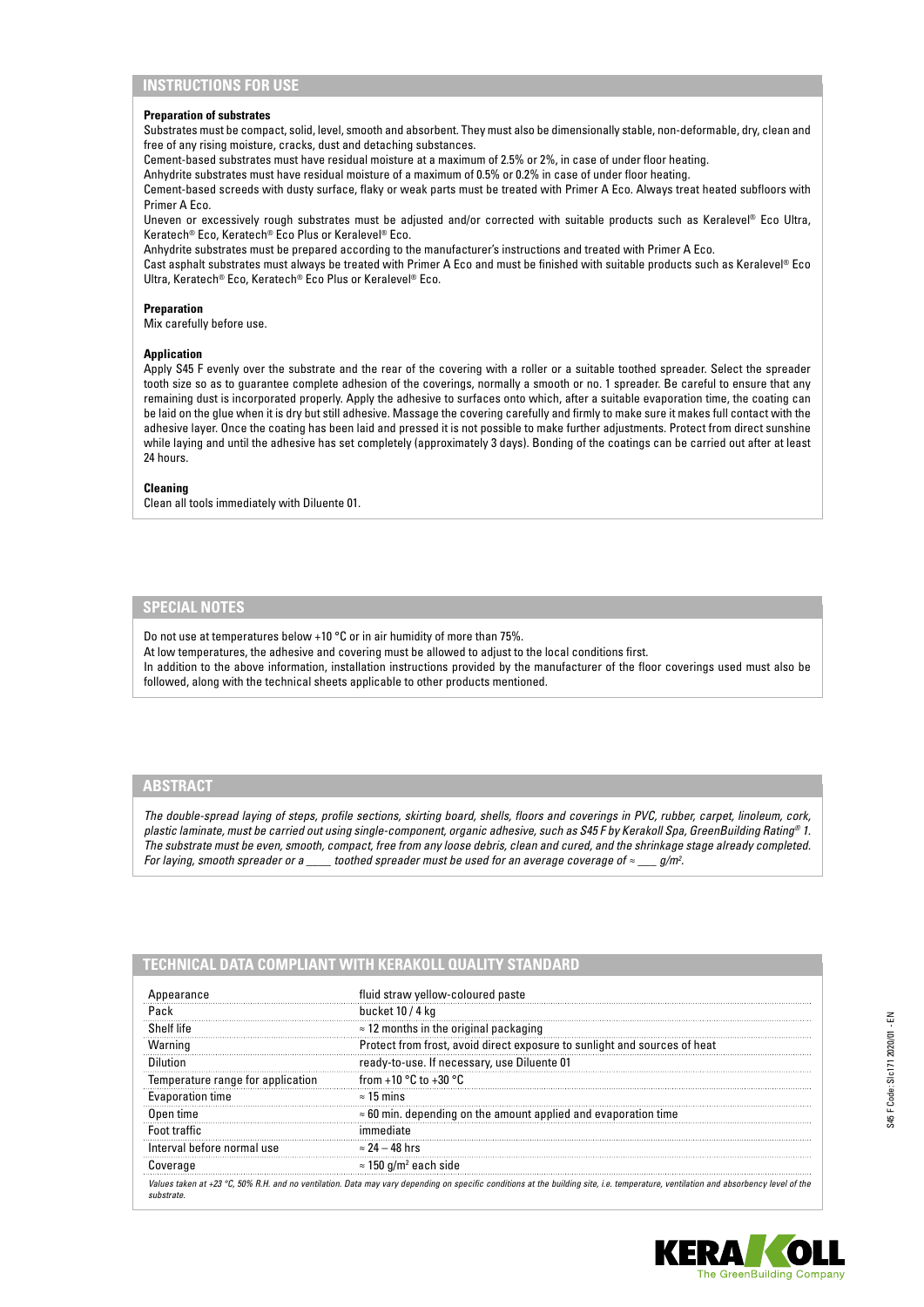## INSTRUCTIONS FOR USE

**Preparation of substrates**

Substrates must be compact, solid, level, smooth and absorbent. They must also be dimensionally stable, non-deformable, dry, clean and free of any rising moisture, cracks, dust and detaching substances.

Cement-based substrates must have residual moisture at a maximum of 2.5% or 2%, in case of under floor heating.

Anhydrite substrates must have residual moisture of a maximum of 0.5% or 0.2% in case of under floor heating.

Cement-based screeds with dusty surface, flaky or weak parts must be treated with Primer A Eco. Always treat heated subfloors with Primer A Eco.

Uneven or excessively rough substrates must be adjusted and/or corrected with suitable products such as Keralevel® Eco Ultra, Keratech® Eco, Keratech® Eco Plus or Keralevel® Eco.

Anhydrite substrates must be prepared according to the manufacturer's instructions and treated with Primer A Eco.

Cast asphalt substrates must always be treated with Primer A Eco and must be finished with suitable products such as Keralevel® Eco Ultra, Keratech® Eco, Keratech® Eco Plus or Keralevel® Eco.

**Preparation**

Mix carefully before use.

**Application**

Apply S45 F evenly over the substrate and the rear of the covering with a roller or a suitable toothed spreader. Select the spreader tooth size so as to guarantee complete adhesion of the coverings, normally a smooth or no. 1 spreader. Be careful to ensure that any remaining dust is incorporated properly. Apply the adhesive to surfaces onto which, after a suitable evaporation time, the coating can be laid on the glue when it is dry but still adhesive. Massage the covering carefully and firmly to make sure it makes full contact with the adhesive layer. Once the coating has been laid and pressed it is not possible to make further adjustments. Protect from direct sunshine while laying and until the adhesive has set completely (approximately 3 days). Bonding of the coatings can be carried out after at least 24 hours.

**Cleaning**

Clean all tools immediately with Diluente 01.

## SPECIAL NOTES

Do not use at temperatures below +10 °C or in air humidity of more than 75%.

At low temperatures, the adhesive and covering must be allowed to adjust to the local conditions first.

In addition to the above information, installation instructions provided by the manufacturer of the floor coverings used must also be followed, along with the technical sheets applicable to other products mentioned.

## ABSTRACT

*The double-spread laying of steps, profile sections, skirting board, shells, floors and coverings in PVC, rubber, carpet, linoleum, cork, plastic laminate, must be carried out using single-component, organic adhesive, such as S45 F by Kerakoll Spa, GreenBuilding Rating® 1. The substrate must be even, smooth, compact, free from any loose debris, clean and cured, and the shrinkage stage already completed. For laying, smooth spreader or a \_\_\_\_ toothed spreader must be used for an average coverage of ≈ \_\_\_ g/m².*

## TECHNICAL DATA COMPLIANT WITH KERAKOLL QUALITY STANDARD

| | |
|---|---|
| Appearance | fluid straw yellow-coloured paste |
| Pack | bucket 10 / 4 kg |
| Shelf life | ≈ 12 months in the original packaging |
| Warning | Protect from frost, avoid direct exposure to sunlight and sources of heat |
| Dilution | ready-to-use. If necessary, use Diluente 01 |
| Temperature range for application | from +10 °C to +30 °C |
| Evaporation time | ≈ 15 mins |
| Open time | ≈ 60 min. depending on the amount applied and evaporation time |
| Foot traffic | immediate |
| Interval before normal use | ≈ 24 – 48 hrs |
| Coverage | ≈ 150 g/m² each side |

*Values taken at +23 °C, 50% R.H. and no ventilation. Data may vary depending on specific conditions at the building site, i.e. temperature, ventilation and absorbency level of the substrate.*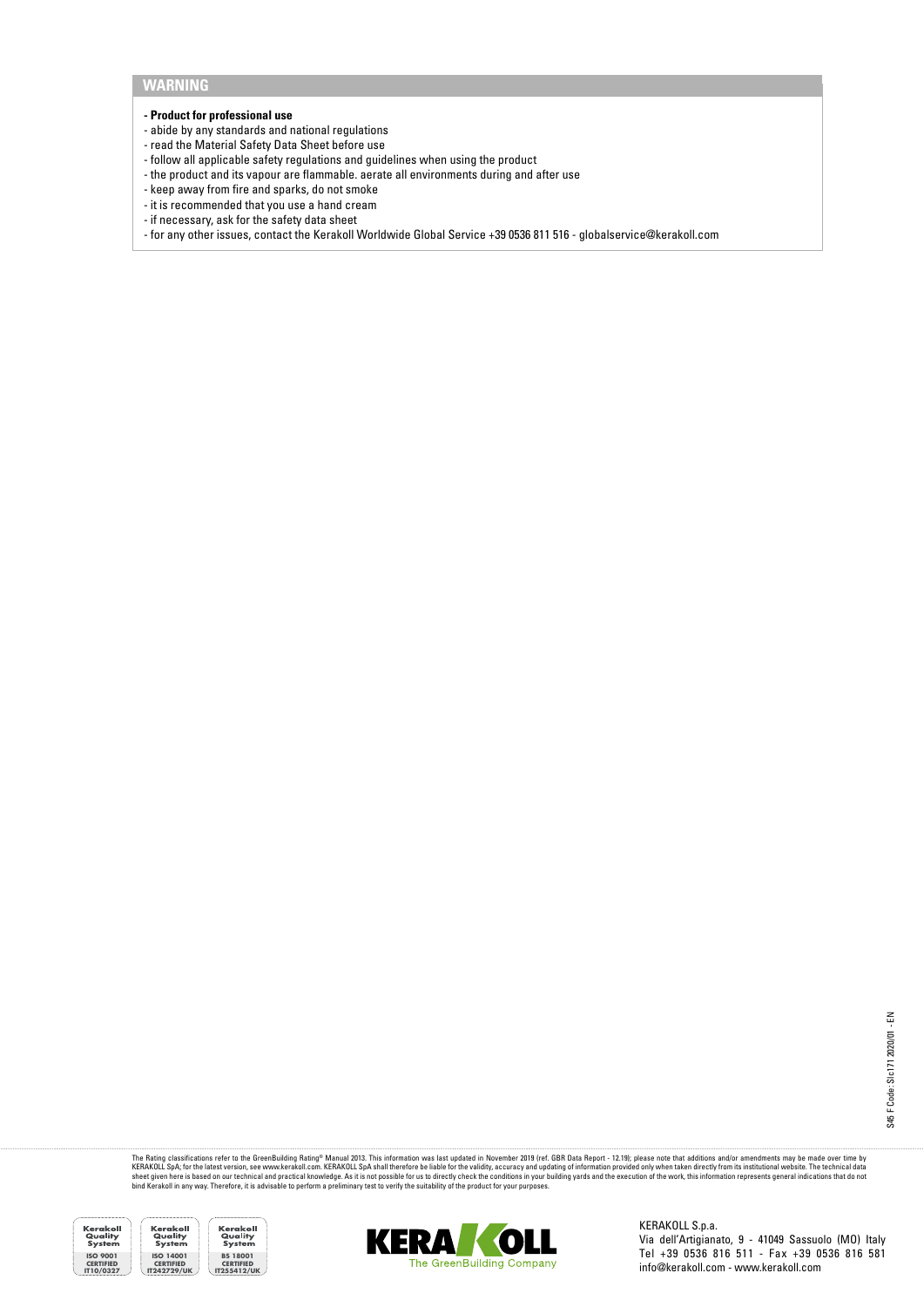## WARNING

- **Product for professional use**
- abide by any standards and national regulations
- read the Material Safety Data Sheet before use
- follow all applicable safety regulations and guidelines when using the product
- the product and its vapour are flammable. aerate all environments during and after use
- keep away from fire and sparks, do not smoke
- it is recommended that you use a hand cream
- if necessary, ask for the safety data sheet
- for any other issues, contact the Kerakoll Worldwide Global Service +39 0536 811 516 - globalservice@kerakoll.com

S45 F Code: SIc171 2020/01 - EN

The Rating classifications refer to the GreenBuilding Rating® Manual 2013. This information was last updated in November 2019 (ref. GBR Data Report - 12.19); please note that additions and/or amendments may be made over time by KERAKOLL SpA; for the latest version, see www.kerakoll.com. KERAKOLL SpA shall therefore be liable for the validity, accuracy and updating of information provided only when taken directly from its institutional website. The technical data sheet given here is based on our technical and practical knowledge. As it is not possible for us to directly check the conditions in your building yards and the execution of the work, this information represents general indications that do not bind Kerakoll in any way. Therefore, it is advisable to perform a preliminary test to verify the suitability of the product for your purposes.

Kerakoll Quality System ISO 9001 CERTIFIED IT10/0327

Kerakoll Quality System ISO 14001 CERTIFIED IT242729/UK

Kerakoll Quality System BS 18001 CERTIFIED IT255412/UK

KERAKOLL The GreenBuilding Company

KERAKOLL S.p.a.
Via dell'Artigianato, 9 - 41049 Sassuolo (MO) Italy
Tel +39 0536 816 511 - Fax +39 0536 816 581
info@kerakoll.com - www.kerakoll.com